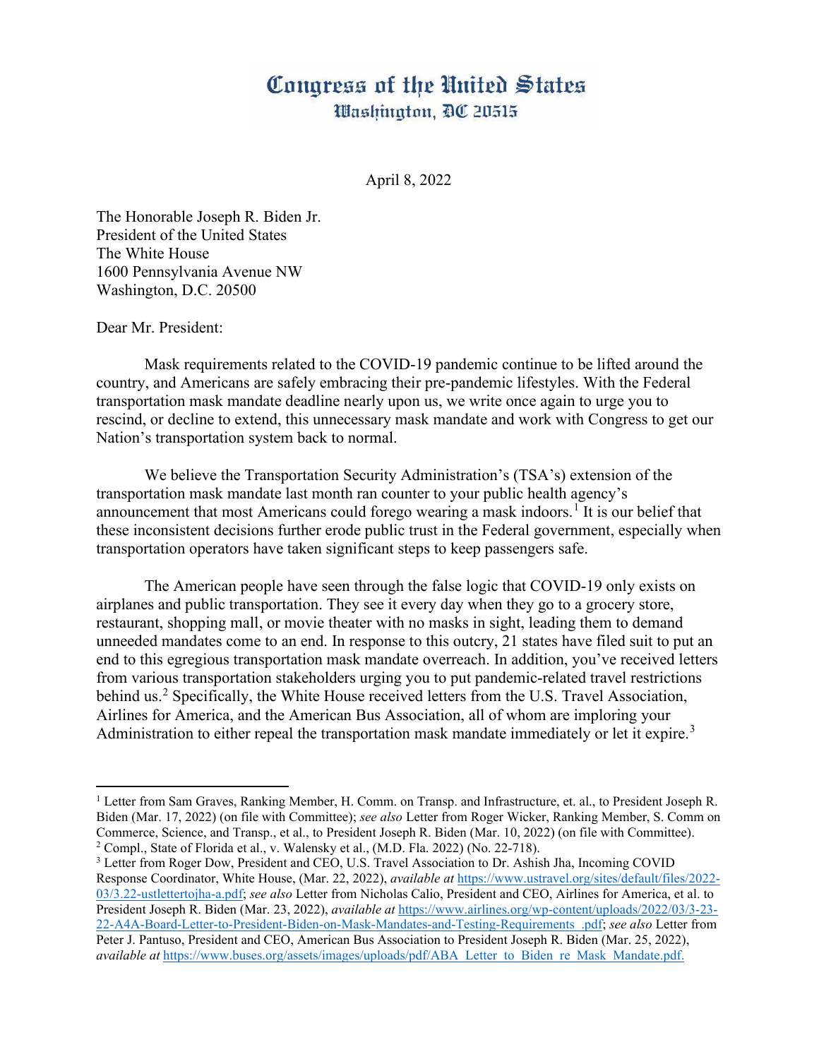# Congress of the United States
## Washington, DC 20515

April 8, 2022

The Honorable Joseph R. Biden Jr.
President of the United States
The White House
1600 Pennsylvania Avenue NW
Washington, D.C. 20500

Dear Mr. President:

Mask requirements related to the COVID-19 pandemic continue to be lifted around the country, and Americans are safely embracing their pre-pandemic lifestyles. With the Federal transportation mask mandate deadline nearly upon us, we write once again to urge you to rescind, or decline to extend, this unnecessary mask mandate and work with Congress to get our Nation's transportation system back to normal.

We believe the Transportation Security Administration's (TSA's) extension of the transportation mask mandate last month ran counter to your public health agency's announcement that most Americans could forego wearing a mask indoors.[1] It is our belief that these inconsistent decisions further erode public trust in the Federal government, especially when transportation operators have taken significant steps to keep passengers safe.

The American people have seen through the false logic that COVID-19 only exists on airplanes and public transportation. They see it every day when they go to a grocery store, restaurant, shopping mall, or movie theater with no masks in sight, leading them to demand unneeded mandates come to an end. In response to this outcry, 21 states have filed suit to put an end to this egregious transportation mask mandate overreach. In addition, you've received letters from various transportation stakeholders urging you to put pandemic-related travel restrictions behind us.[2] Specifically, the White House received letters from the U.S. Travel Association, Airlines for America, and the American Bus Association, all of whom are imploring your Administration to either repeal the transportation mask mandate immediately or let it expire.[3]

---

[1] Letter from Sam Graves, Ranking Member, H. Comm. on Transp. and Infrastructure, et. al., to President Joseph R. Biden (Mar. 17, 2022) (on file with Committee); *see also* Letter from Roger Wicker, Ranking Member, S. Comm on Commerce, Science, and Transp., et al., to President Joseph R. Biden (Mar. 10, 2022) (on file with Committee).

[2] Compl., State of Florida et al., v. Walensky et al., (M.D. Fla. 2022) (No. 22-718).

[3] Letter from Roger Dow, President and CEO, U.S. Travel Association to Dr. Ashish Jha, Incoming COVID Response Coordinator, White House, (Mar. 22, 2022), *available at* https://www.ustravel.org/sites/default/files/2022-03/3.22-ustlettertojha-a.pdf; *see also* Letter from Nicholas Calio, President and CEO, Airlines for America, et al. to President Joseph R. Biden (Mar. 23, 2022), *available at* https://www.airlines.org/wp-content/uploads/2022/03/3-23-22-A4A-Board-Letter-to-President-Biden-on-Mask-Mandates-and-Testing-Requirements_.pdf; *see also* Letter from Peter J. Pantuso, President and CEO, American Bus Association to President Joseph R. Biden (Mar. 25, 2022), *available at* https://www.buses.org/assets/images/uploads/pdf/ABA_Letter_to_Biden_re_Mask_Mandate.pdf.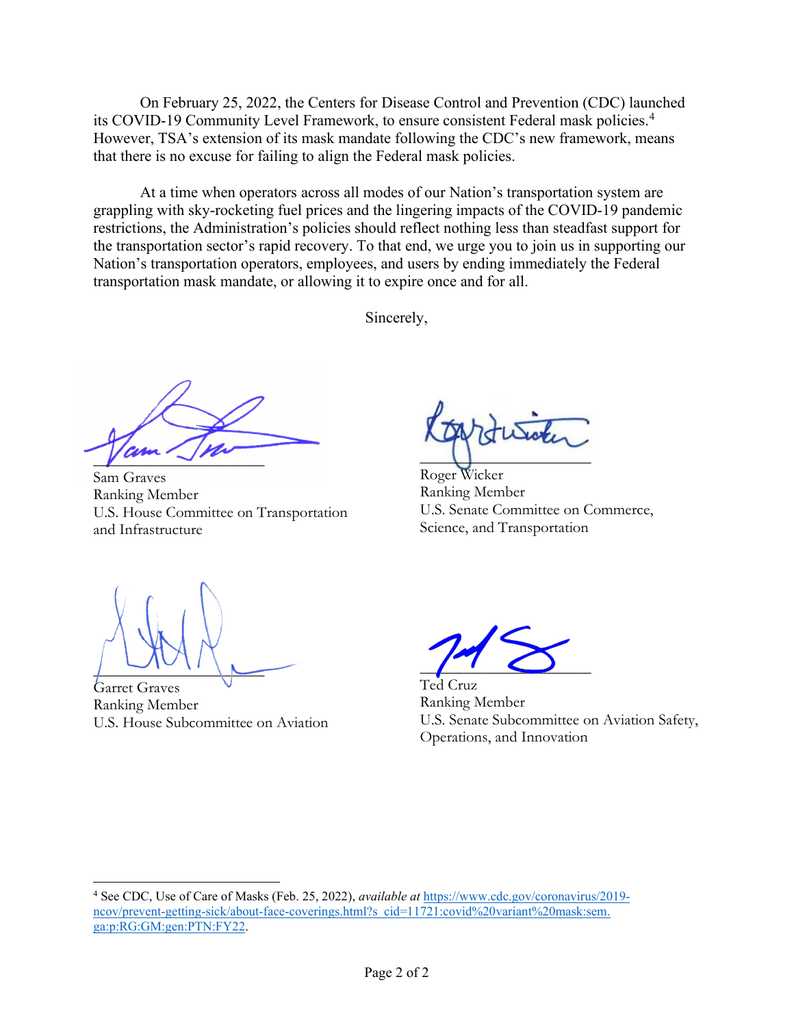On February 25, 2022, the Centers for Disease Control and Prevention (CDC) launched its COVID-19 Community Level Framework, to ensure consistent Federal mask policies.[4] However, TSA's extension of its mask mandate following the CDC's new framework, means that there is no excuse for failing to align the Federal mask policies.

At a time when operators across all modes of our Nation's transportation system are grappling with sky-rocketing fuel prices and the lingering impacts of the COVID-19 pandemic restrictions, the Administration's policies should reflect nothing less than steadfast support for the transportation sector's rapid recovery. To that end, we urge you to join us in supporting our Nation's transportation operators, employees, and users by ending immediately the Federal transportation mask mandate, or allowing it to expire once and for all.

Sincerely,

Sam Graves
Ranking Member
U.S. House Committee on Transportation and Infrastructure

Roger Wicker
Ranking Member
U.S. Senate Committee on Commerce, Science, and Transportation

Garret Graves
Ranking Member
U.S. House Subcommittee on Aviation

Ted Cruz
Ranking Member
U.S. Senate Subcommittee on Aviation Safety, Operations, and Innovation

---

[4] See CDC, Use of Care of Masks (Feb. 25, 2022), *available at* https://www.cdc.gov/coronavirus/2019-ncov/prevent-getting-sick/about-face-coverings.html?s_cid=11721:covid%20variant%20mask:sem.ga:p:RG:GM:gen:PTN:FY22.